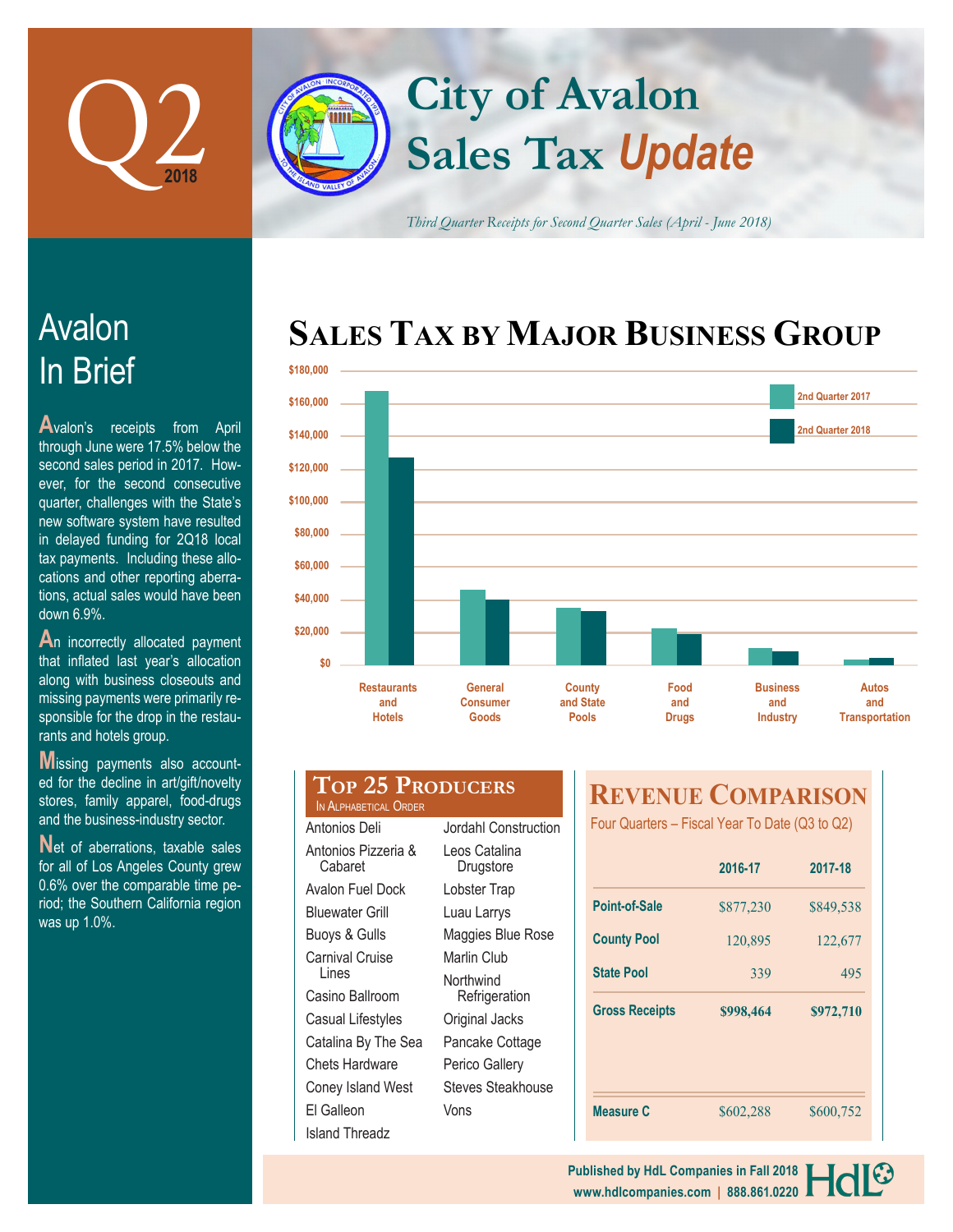# Q2 2018

# City of Avalon Sales Tax *Update*

*Third Quarter Receipts for Second Quarter Sales (April - June 2018)*

## Avalon In Brief

Avalon's receipts from April through June were 17.5% below the second sales period in 2017. However, for the second consecutive quarter, challenges with the State's new software system have resulted in delayed funding for 2Q18 local tax payments. Including these allocations and other reporting aberrations, actual sales would have been down 6.9%.

An incorrectly allocated payment that inflated last year's allocation along with business closeouts and missing payments were primarily responsible for the drop in the restaurants and hotels group.

Missing payments also accounted for the decline in art/gift/novelty stores, family apparel, food-drugs and the business-industry sector.

Net of aberrations, taxable sales for all of Los Angeles County grew 0.6% over the comparable time period; the Southern California region was up 1.0%.

## Sales Tax by Major Business Group

Chart legend: 2nd Quarter 2017; 2nd Quarter 2018. Y-axis: $0 to $180,000. Categories: Restaurants and Hotels; General Consumer Goods; County and State Pools; Food and Drugs; Business and Industry; Autos and Transportation.

## Top 25 Producers

In Alphabetical Order

- Antonios Deli
- Antonios Pizzeria & Cabaret
- Avalon Fuel Dock
- Bluewater Grill
- Buoys & Gulls
- Carnival Cruise Lines
- Casino Ballroom
- Casual Lifestyles
- Catalina By The Sea
- Chets Hardware
- Coney Island West
- El Galleon
- Island Threadz
- Jordahl Construction
- Leos Catalina Drugstore
- Lobster Trap
- Luau Larrys
- Maggies Blue Rose
- Marlin Club
- Northwind Refrigeration
- Original Jacks
- Pancake Cottage
- Perico Gallery
- Steves Steakhouse
- Vons

## Revenue Comparison

Four Quarters – Fiscal Year To Date (Q3 to Q2)

| | 2016-17 | 2017-18 |
|---|---|---|
| Point-of-Sale | $877,230 | $849,538 |
| County Pool | 120,895 | 122,677 |
| State Pool | 339 | 495 |
| **Gross Receipts** | **$998,464** | **$972,710** |
| Measure C | $602,288 | $600,752 |

Published by HdL Companies in Fall 2018
www.hdlcompanies.com | 888.861.0220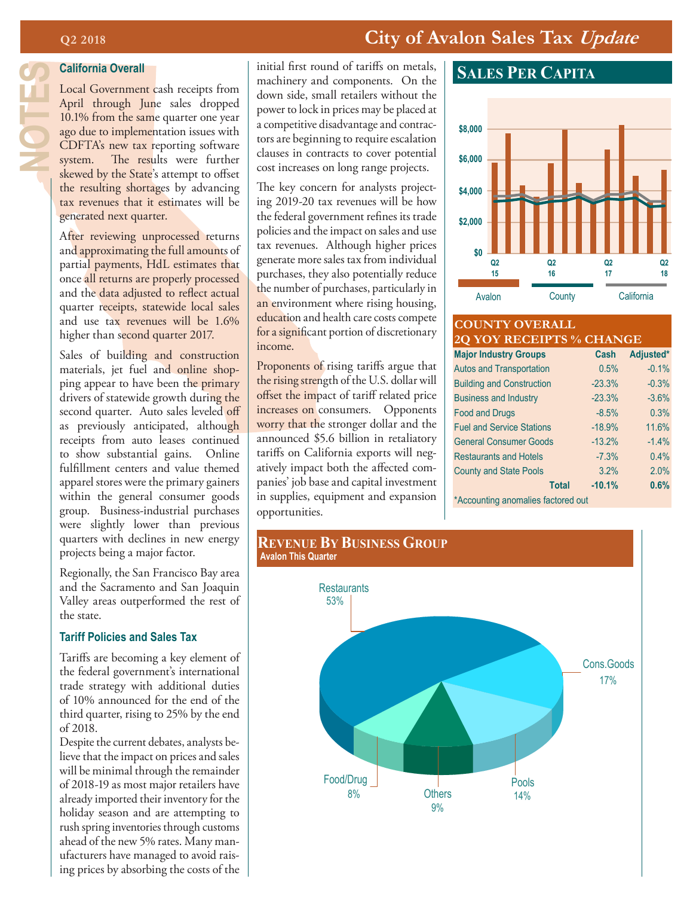# City of Avalon Sales Tax *Update*

Q2 2018

NOTES

### California Overall

Local Government cash receipts from April through June sales dropped 10.1% from the same quarter one year ago due to implementation issues with CDFTA's new tax reporting software system. The results were further skewed by the State's attempt to offset the resulting shortages by advancing tax revenues that it estimates will be generated next quarter.

After reviewing unprocessed returns and approximating the full amounts of partial payments, HdL estimates that once all returns are properly processed and the data adjusted to reflect actual quarter receipts, statewide local sales and use tax revenues will be 1.6% higher than second quarter 2017.

Sales of building and construction materials, jet fuel and online shopping appear to have been the primary drivers of statewide growth during the second quarter. Auto sales leveled off as previously anticipated, although receipts from auto leases continued to show substantial gains. Online fulfillment centers and value themed apparel stores were the primary gainers within the general consumer goods group. Business-industrial purchases were slightly lower than previous quarters with declines in new energy projects being a major factor.

Regionally, the San Francisco Bay area and the Sacramento and San Joaquin Valley areas outperformed the rest of the state.

### Tariff Policies and Sales Tax

Tariffs are becoming a key element of the federal government's international trade strategy with additional duties of 10% announced for the end of the third quarter, rising to 25% by the end of 2018.

Despite the current debates, analysts believe that the impact on prices and sales will be minimal through the remainder of 2018-19 as most major retailers have already imported their inventory for the holiday season and are attempting to rush spring inventories through customs ahead of the new 5% rates. Many manufacturers have managed to avoid raising prices by absorbing the costs of the initial first round of tariffs on metals, machinery and components. On the down side, small retailers without the power to lock in prices may be placed at a competitive disadvantage and contractors are beginning to require escalation clauses in contracts to cover potential cost increases on long range projects.

The key concern for analysts projecting 2019-20 tax revenues will be how the federal government refines its trade policies and the impact on sales and use tax revenues. Although higher prices generate more sales tax from individual purchases, they also potentially reduce the number of purchases, particularly in an environment where rising housing, education and health care costs compete for a significant portion of discretionary income.

Proponents of rising tariffs argue that the rising strength of the U.S. dollar will offset the impact of tariff related price increases on consumers. Opponents worry that the stronger dollar and the announced $5.6 billion in retaliatory tariffs on California exports will negatively impact both the affected companies' job base and capital investment in supplies, equipment and expansion opportunities.

## Sales Per Capita

$8,000
$6,000
$4,000
$2,000
$0
Q2 15
Q2 16
Q2 17
Q2 18
Avalon
County
California

## COUNTY OVERALL 2Q YOY RECEIPTS % CHANGE

| Major Industry Groups | Cash | Adjusted* |
|---|---|---|
| Autos and Transportation | 0.5% | -0.1% |
| Building and Construction | -23.3% | -0.3% |
| Business and Industry | -23.3% | -3.6% |
| Food and Drugs | -8.5% | 0.3% |
| Fuel and Service Stations | -18.9% | 11.6% |
| General Consumer Goods | -13.2% | -1.4% |
| Restaurants and Hotels | -7.3% | 0.4% |
| County and State Pools | 3.2% | 2.0% |
| **Total** | **-10.1%** | **0.6%** |

*Accounting anomalies factored out

## Revenue By Business Group

Avalon This Quarter

Restaurants 53%
Cons.Goods 17%
Pools 14%
Others 9%
Food/Drug 8%